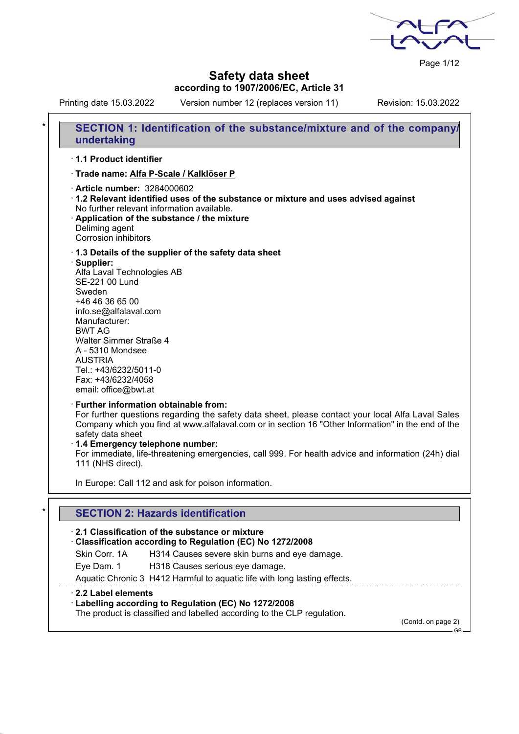# Safety data sheet

**according to 1907/2006/EC, Article 31**

Printing date 15.03.2022 Version number 12 (replaces version 11) Revision: 15.03.2022

## SECTION 1: Identification of the substance/mixture and of the company/ undertaking

· **1.1 Product identifier**

· **Trade name: Alfa P-Scale / Kalklöser P**

· **Article number:** 3284000602

· **1.2 Relevant identified uses of the substance or mixture and uses advised against**
No further relevant information available.

· **Application of the substance / the mixture**
Deliming agent
Corrosion inhibitors

· **1.3 Details of the supplier of the safety data sheet**

· **Supplier:**
Alfa Laval Technologies AB
SE-221 00 Lund
Sweden
+46 46 36 65 00
info.se@alfalaval.com
Manufacturer:
BWT AG
Walter Simmer Straße 4
A - 5310 Mondsee
AUSTRIA
Tel.: +43/6232/5011-0
Fax: +43/6232/4058
email: office@bwt.at

· **Further information obtainable from:**
For further questions regarding the safety data sheet, please contact your local Alfa Laval Sales Company which you find at www.alfalaval.com or in section 16 "Other Information" in the end of the safety data sheet

· **1.4 Emergency telephone number:**
For immediate, life-threatening emergencies, call 999. For health advice and information (24h) dial 111 (NHS direct).

In Europe: Call 112 and ask for poison information.

## SECTION 2: Hazards identification

· **2.1 Classification of the substance or mixture**

· **Classification according to Regulation (EC) No 1272/2008**

| | |
|---|---|
| Skin Corr. 1A | H314 Causes severe skin burns and eye damage. |
| Eye Dam. 1 | H318 Causes serious eye damage. |
| Aquatic Chronic 3 | H412 Harmful to aquatic life with long lasting effects. |

· **2.2 Label elements**

· **Labelling according to Regulation (EC) No 1272/2008**
The product is classified and labelled according to the CLP regulation.

(Contd. on page 2)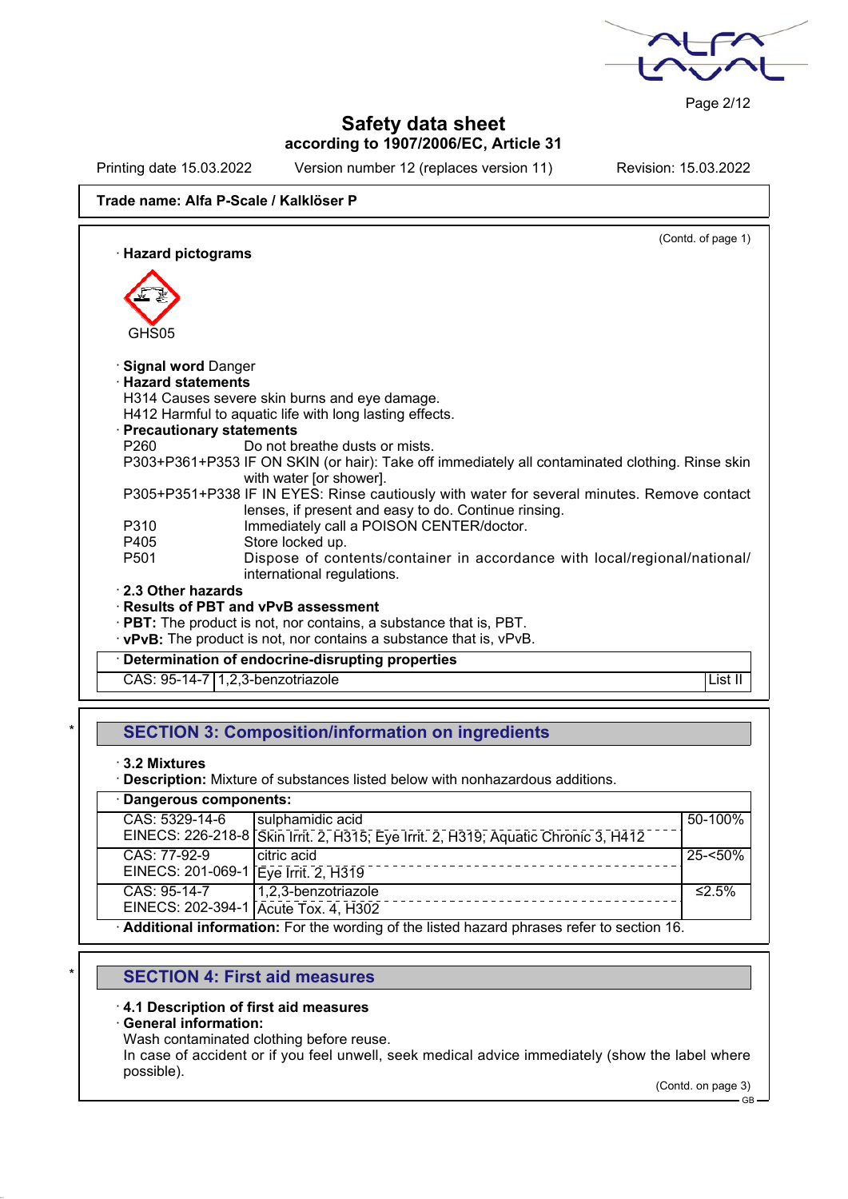**Trade name: Alfa P-Scale / Kalklöser P**

(Contd. of page 1)

· **Hazard pictograms**

GHS05

· **Signal word** Danger
· **Hazard statements**
H314 Causes severe skin burns and eye damage.
H412 Harmful to aquatic life with long lasting effects.
· **Precautionary statements**

| | |
|---|---|
| P260 | Do not breathe dusts or mists. |
| P303+P361+P353 | IF ON SKIN (or hair): Take off immediately all contaminated clothing. Rinse skin with water [or shower]. |
| P305+P351+P338 | IF IN EYES: Rinse cautiously with water for several minutes. Remove contact lenses, if present and easy to do. Continue rinsing. |
| P310 | Immediately call a POISON CENTER/doctor. |
| P405 | Store locked up. |
| P501 | Dispose of contents/container in accordance with local/regional/national/international regulations. |

· **2.3 Other hazards**
· **Results of PBT and vPvB assessment**
· **PBT:** The product is not, nor contains, a substance that is, PBT.
· **vPvB:** The product is not, nor contains a substance that is, vPvB.

| · **Determination of endocrine-disrupting properties** | | |
|---|---|---|
| CAS: 95-14-7 | 1,2,3-benzotriazole | List II |

## SECTION 3: Composition/information on ingredients

· **3.2 Mixtures**
· **Description:** Mixture of substances listed below with nonhazardous additions.

| · **Dangerous components:** | | |
|---|---|---|
| CAS: 5329-14-6<br>EINECS: 226-218-8 | sulphamidic acid<br>Skin Irrit. 2, H315; Eye Irrit. 2, H319; Aquatic Chronic 3, H412 | 50-100% |
| CAS: 77-92-9<br>EINECS: 201-069-1 | citric acid<br>Eye Irrit. 2, H319 | 25-<50% |
| CAS: 95-14-7<br>EINECS: 202-394-1 | 1,2,3-benzotriazole<br>Acute Tox. 4, H302 | ≤2.5% |

· **Additional information:** For the wording of the listed hazard phrases refer to section 16.

## SECTION 4: First aid measures

· **4.1 Description of first aid measures**
· **General information:**
Wash contaminated clothing before reuse.
In case of accident or if you feel unwell, seek medical advice immediately (show the label where possible).

(Contd. on page 3)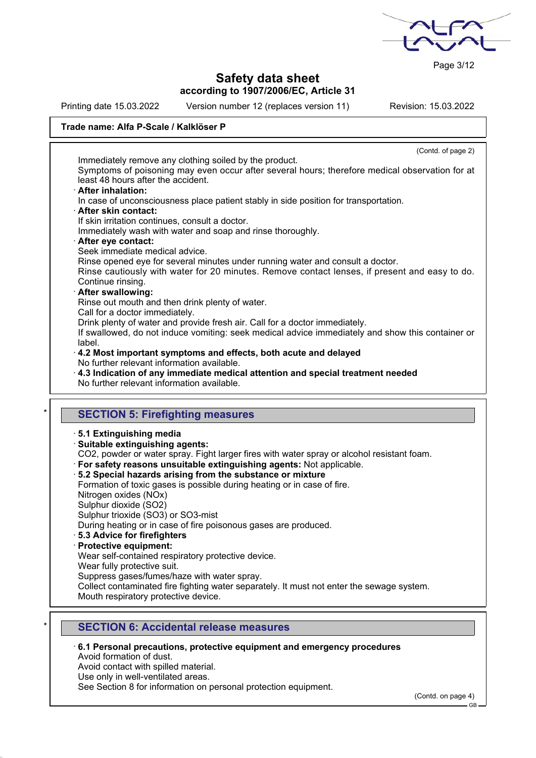**Trade name: Alfa P-Scale / Kalklöser P**

(Contd. of page 2)

Immediately remove any clothing soiled by the product.
Symptoms of poisoning may even occur after several hours; therefore medical observation for at least 48 hours after the accident.

· **After inhalation:**
In case of unconsciousness place patient stably in side position for transportation.

· **After skin contact:**
If skin irritation continues, consult a doctor.
Immediately wash with water and soap and rinse thoroughly.

· **After eye contact:**
Seek immediate medical advice.
Rinse opened eye for several minutes under running water and consult a doctor.
Rinse cautiously with water for 20 minutes. Remove contact lenses, if present and easy to do. Continue rinsing.

· **After swallowing:**
Rinse out mouth and then drink plenty of water.
Call for a doctor immediately.
Drink plenty of water and provide fresh air. Call for a doctor immediately.
If swallowed, do not induce vomiting: seek medical advice immediately and show this container or label.

· **4.2 Most important symptoms and effects, both acute and delayed**
No further relevant information available.

· **4.3 Indication of any immediate medical attention and special treatment needed**
No further relevant information available.

## SECTION 5: Firefighting measures

· **5.1 Extinguishing media**

· **Suitable extinguishing agents:**
$CO_2$, powder or water spray. Fight larger fires with water spray or alcohol resistant foam.

· **For safety reasons unsuitable extinguishing agents:** Not applicable.

· **5.2 Special hazards arising from the substance or mixture**
Formation of toxic gases is possible during heating or in case of fire.
Nitrogen oxides ($NO_x$)
Sulphur dioxide ($SO_2$)
Sulphur trioxide ($SO_3$) or $SO_3$-mist
During heating or in case of fire poisonous gases are produced.

· **5.3 Advice for firefighters**

· **Protective equipment:**
Wear self-contained respiratory protective device.
Wear fully protective suit.
Suppress gases/fumes/haze with water spray.
Collect contaminated fire fighting water separately. It must not enter the sewage system.
Mouth respiratory protective device.

## SECTION 6: Accidental release measures

· **6.1 Personal precautions, protective equipment and emergency procedures**
Avoid formation of dust.
Avoid contact with spilled material.
Use only in well-ventilated areas.
See Section 8 for information on personal protection equipment.

(Contd. on page 4)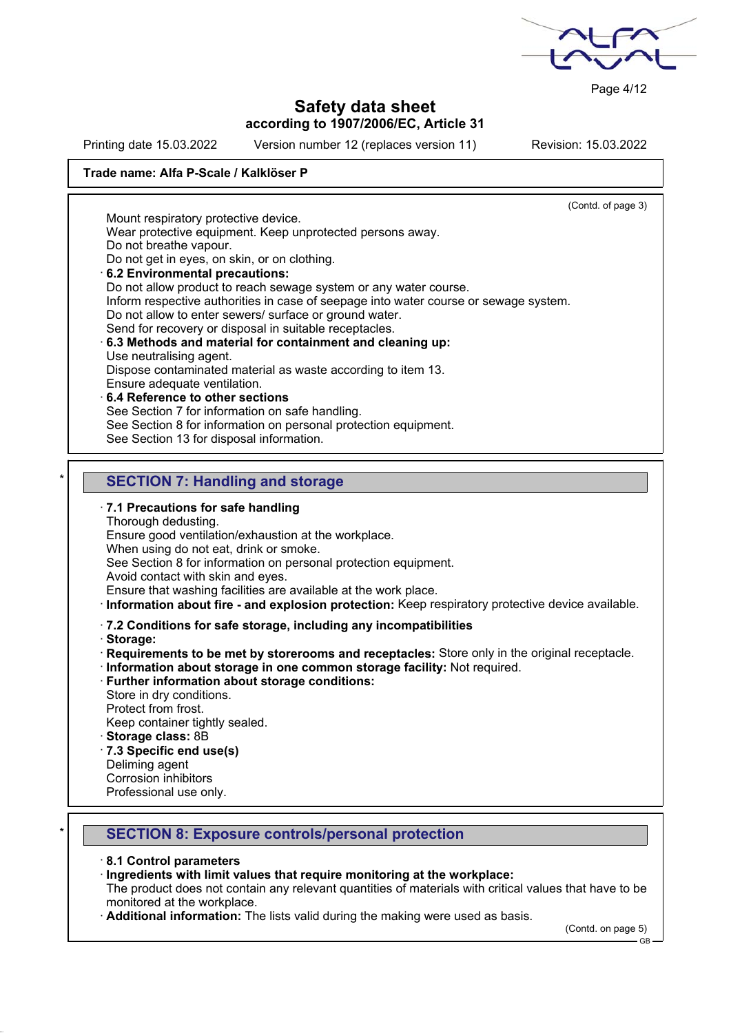**Trade name: Alfa P-Scale / Kalklöser P**

(Contd. of page 3)

Mount respiratory protective device.
Wear protective equipment. Keep unprotected persons away.
Do not breathe vapour.
Do not get in eyes, on skin, or on clothing.

· **6.2 Environmental precautions:**
Do not allow product to reach sewage system or any water course.
Inform respective authorities in case of seepage into water course or sewage system.
Do not allow to enter sewers/ surface or ground water.
Send for recovery or disposal in suitable receptacles.

· **6.3 Methods and material for containment and cleaning up:**
Use neutralising agent.
Dispose contaminated material as waste according to item 13.
Ensure adequate ventilation.

· **6.4 Reference to other sections**
See Section 7 for information on safe handling.
See Section 8 for information on personal protection equipment.
See Section 13 for disposal information.

## * SECTION 7: Handling and storage

· **7.1 Precautions for safe handling**
Thorough dedusting.
Ensure good ventilation/exhaustion at the workplace.
When using do not eat, drink or smoke.
See Section 8 for information on personal protection equipment.
Avoid contact with skin and eyes.
Ensure that washing facilities are available at the work place.

· **Information about fire - and explosion protection:** Keep respiratory protective device available.

· **7.2 Conditions for safe storage, including any incompatibilities**

· **Storage:**

· **Requirements to be met by storerooms and receptacles:** Store only in the original receptacle.

· **Information about storage in one common storage facility:** Not required.

· **Further information about storage conditions:**
Store in dry conditions.
Protect from frost.
Keep container tightly sealed.

· **Storage class:** 8B

· **7.3 Specific end use(s)**
Delimiming agent
Corrosion inhibitors
Professional use only.

## * SECTION 8: Exposure controls/personal protection

· **8.1 Control parameters**

· **Ingredients with limit values that require monitoring at the workplace:**
The product does not contain any relevant quantities of materials with critical values that have to be monitored at the workplace.

· **Additional information:** The lists valid during the making were used as basis.

(Contd. on page 5)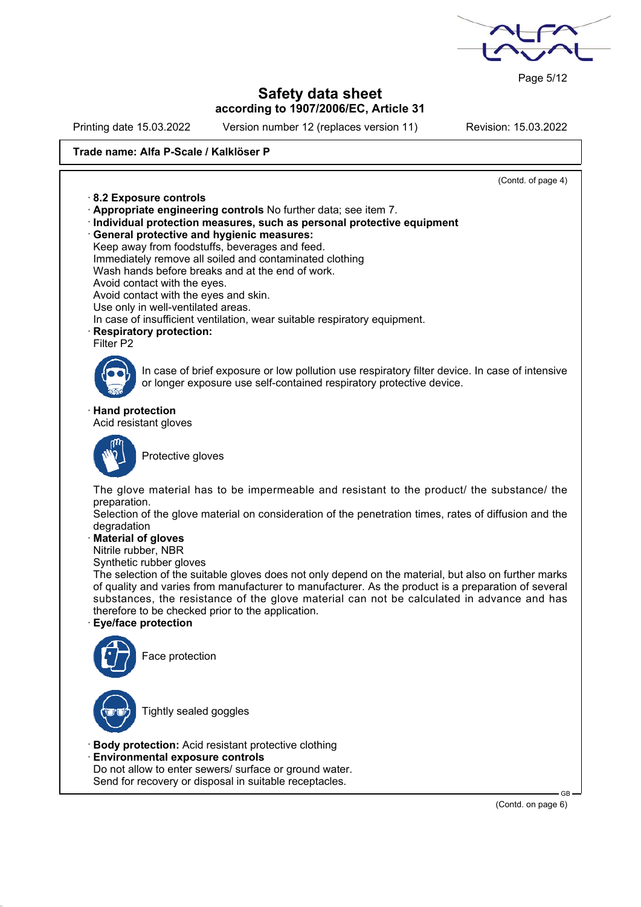**Trade name: Alfa P-Scale / Kalklöser P**

(Contd. of page 4)

· **8.2 Exposure controls**
· **Appropriate engineering controls** No further data; see item 7.
· **Individual protection measures, such as personal protective equipment**
· **General protective and hygienic measures:**
Keep away from foodstuffs, beverages and feed.
Immediately remove all soiled and contaminated clothing
Wash hands before breaks and at the end of work.
Avoid contact with the eyes.
Avoid contact with the eyes and skin.
Use only in well-ventilated areas.
In case of insufficient ventilation, wear suitable respiratory equipment.
· **Respiratory protection:**
Filter P2

In case of brief exposure or low pollution use respiratory filter device. In case of intensive or longer exposure use self-contained respiratory protective device.

· **Hand protection**
Acid resistant gloves

Protective gloves

The glove material has to be impermeable and resistant to the product/ the substance/ the preparation.
Selection of the glove material on consideration of the penetration times, rates of diffusion and the degradation
· **Material of gloves**
Nitrile rubber, NBR
Synthetic rubber gloves
The selection of the suitable gloves does not only depend on the material, but also on further marks of quality and varies from manufacturer to manufacturer. As the product is a preparation of several substances, the resistance of the glove material can not be calculated in advance and has therefore to be checked prior to the application.
· **Eye/face protection**

Face protection

Tightly sealed goggles

· **Body protection:** Acid resistant protective clothing
· **Environmental exposure controls**
Do not allow to enter sewers/ surface or ground water.
Send for recovery or disposal in suitable receptacles.

(Contd. on page 6)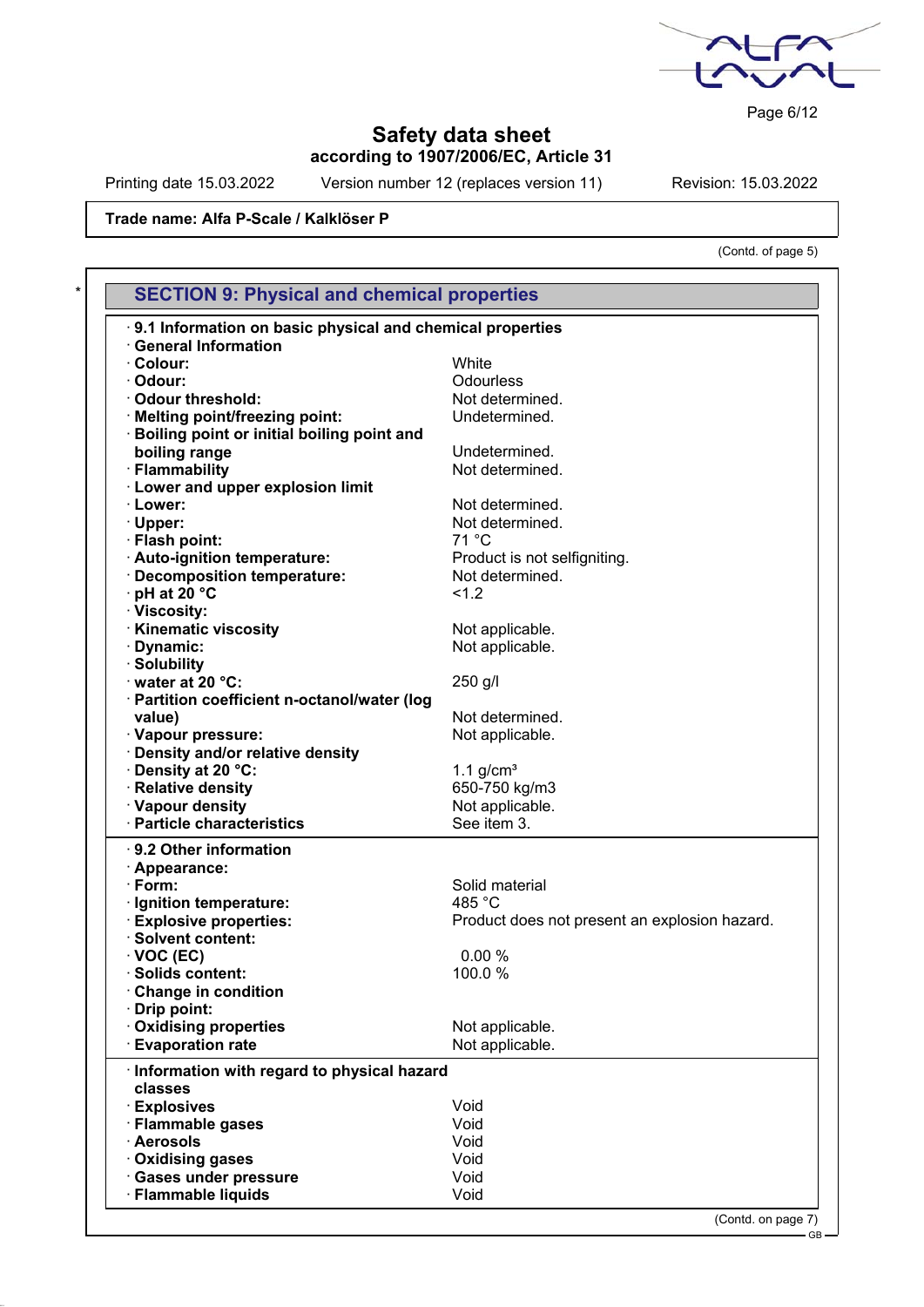**Safety data sheet**
**according to 1907/2006/EC, Article 31**

Printing date 15.03.2022 Version number 12 (replaces version 11) Revision: 15.03.2022

**Trade name: Alfa P-Scale / Kalklöser P**

(Contd. of page 5)

## SECTION 9: Physical and chemical properties

· **9.1 Information on basic physical and chemical properties**

| | |
|---|---|
| · **General Information** | |
| · **Colour:** | White |
| · **Odour:** | Odourless |
| · **Odour threshold:** | Not determined. |
| · **Melting point/freezing point:** | Undetermined. |
| · **Boiling point or initial boiling point and boiling range** | Undetermined. |
| · **Flammability** | Not determined. |
| · **Lower and upper explosion limit** | |
| · **Lower:** | Not determined. |
| · **Upper:** | Not determined. |
| · **Flash point:** | 71 °C |
| · **Auto-ignition temperature:** | Product is not selfigniting. |
| · **Decomposition temperature:** | Not determined. |
| · **pH at 20 °C** | <1.2 |
| · **Viscosity:** | |
| · **Kinematic viscosity** | Not applicable. |
| · **Dynamic:** | Not applicable. |
| · **Solubility** | |
| · **water at 20 °C:** | 250 g/l |
| · **Partition coefficient n-octanol/water (log value)** | Not determined. |
| · **Vapour pressure:** | Not applicable. |
| · **Density and/or relative density** | |
| · **Density at 20 °C:** | 1.1 g/cm³ |
| · **Relative density** | 650-750 kg/m3 |
| · **Vapour density** | Not applicable. |
| · **Particle characteristics** | See item 3. |

· **9.2 Other information**

| | |
|---|---|
| · **Appearance:** | |
| · **Form:** | Solid material |
| · **Ignition temperature:** | 485 °C |
| · **Explosive properties:** | Product does not present an explosion hazard. |
| · **Solvent content:** | |
| · **VOC (EC)** | 0.00 % |
| · **Solids content:** | 100.0 % |
| · **Change in condition** | |
| · **Drip point:** | |
| · **Oxidising properties** | Not applicable. |
| · **Evaporation rate** | Not applicable. |

· **Information with regard to physical hazard classes**

| | |
|---|---|
| · **Explosives** | Void |
| · **Flammable gases** | Void |
| · **Aerosols** | Void |
| · **Oxidising gases** | Void |
| · **Gases under pressure** | Void |
| · **Flammable liquids** | Void |

(Contd. on page 7)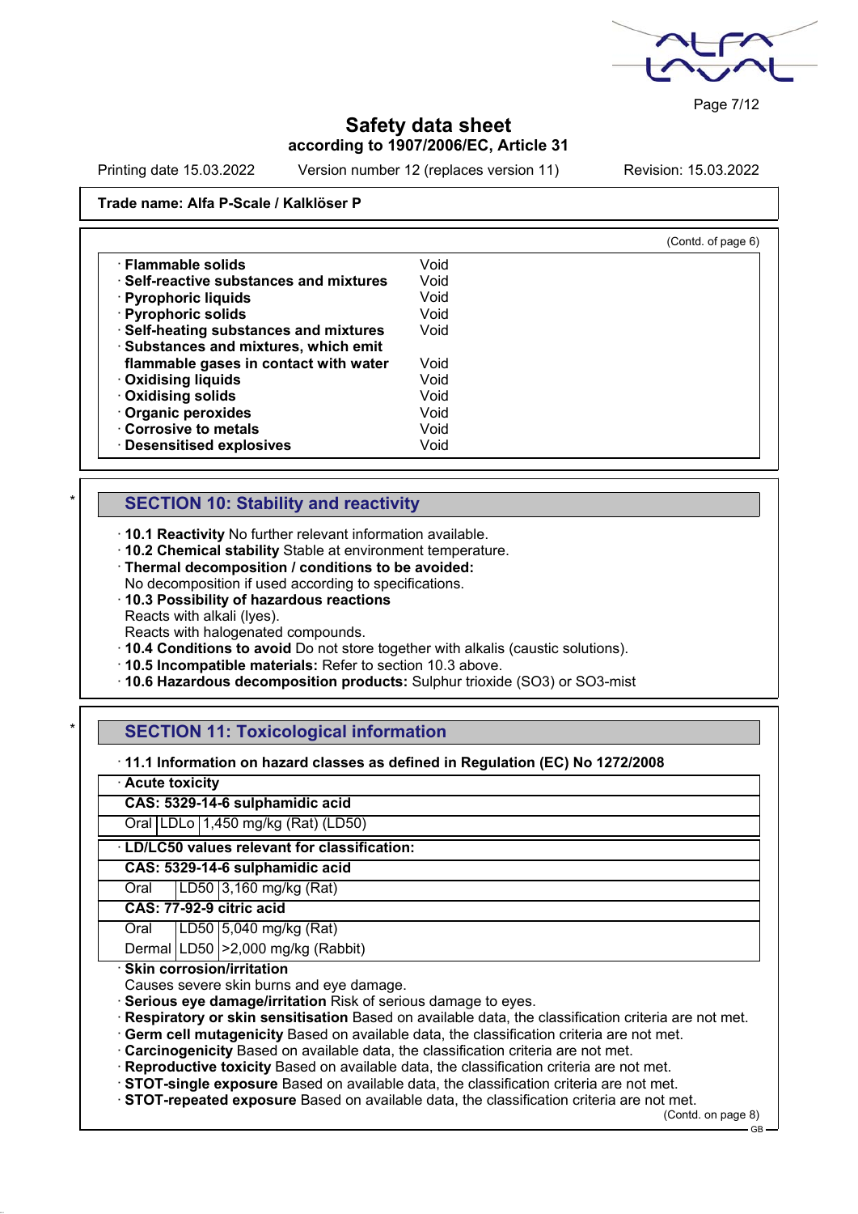Trade name: Alfa P-Scale / Kalklöser P

(Contd. of page 6)

| | |
|---|---|
| · **Flammable solids** | Void |
| · **Self-reactive substances and mixtures** | Void |
| · **Pyrophoric liquids** | Void |
| · **Pyrophoric solids** | Void |
| · **Self-heating substances and mixtures** | Void |
| · **Substances and mixtures, which emit flammable gases in contact with water** | Void |
| · **Oxidising liquids** | Void |
| · **Oxidising solids** | Void |
| · **Organic peroxides** | Void |
| · **Corrosive to metals** | Void |
| · **Desensitised explosives** | Void |

## SECTION 10: Stability and reactivity

· **10.1 Reactivity** No further relevant information available.
· **10.2 Chemical stability** Stable at environment temperature.
· **Thermal decomposition / conditions to be avoided:**
No decomposition if used according to specifications.
· **10.3 Possibility of hazardous reactions**
Reacts with alkali (lyes).
Reacts with halogenated compounds.
· **10.4 Conditions to avoid** Do not store together with alkalis (caustic solutions).
· **10.5 Incompatible materials:** Refer to section 10.3 above.
· **10.6 Hazardous decomposition products:** Sulphur trioxide ($SO_3$) or $SO_3$-mist

## SECTION 11: Toxicological information

· **11.1 Information on hazard classes as defined in Regulation (EC) No 1272/2008**

· **Acute toxicity**

| | | |
|---|---|---|
| **CAS: 5329-14-6 sulphamidic acid** | | |
| Oral | LDLo | 1,450 mg/kg (Rat) (LD50) |

· **LD/LC50 values relevant for classification:**

| | | |
|---|---|---|
| **CAS: 5329-14-6 sulphamidic acid** | | |
| Oral | LD50 | 3,160 mg/kg (Rat) |
| **CAS: 77-92-9 citric acid** | | |
| Oral | LD50 | 5,040 mg/kg (Rat) |
| Dermal | LD50 | >2,000 mg/kg (Rabbit) |

· **Skin corrosion/irritation**
Causes severe skin burns and eye damage.
· **Serious eye damage/irritation** Risk of serious damage to eyes.
· **Respiratory or skin sensitisation** Based on available data, the classification criteria are not met.
· **Germ cell mutagenicity** Based on available data, the classification criteria are not met.
· **Carcinogenicity** Based on available data, the classification criteria are not met.
· **Reproductive toxicity** Based on available data, the classification criteria are not met.
· **STOT-single exposure** Based on available data, the classification criteria are not met.
· **STOT-repeated exposure** Based on available data, the classification criteria are not met.

(Contd. on page 8)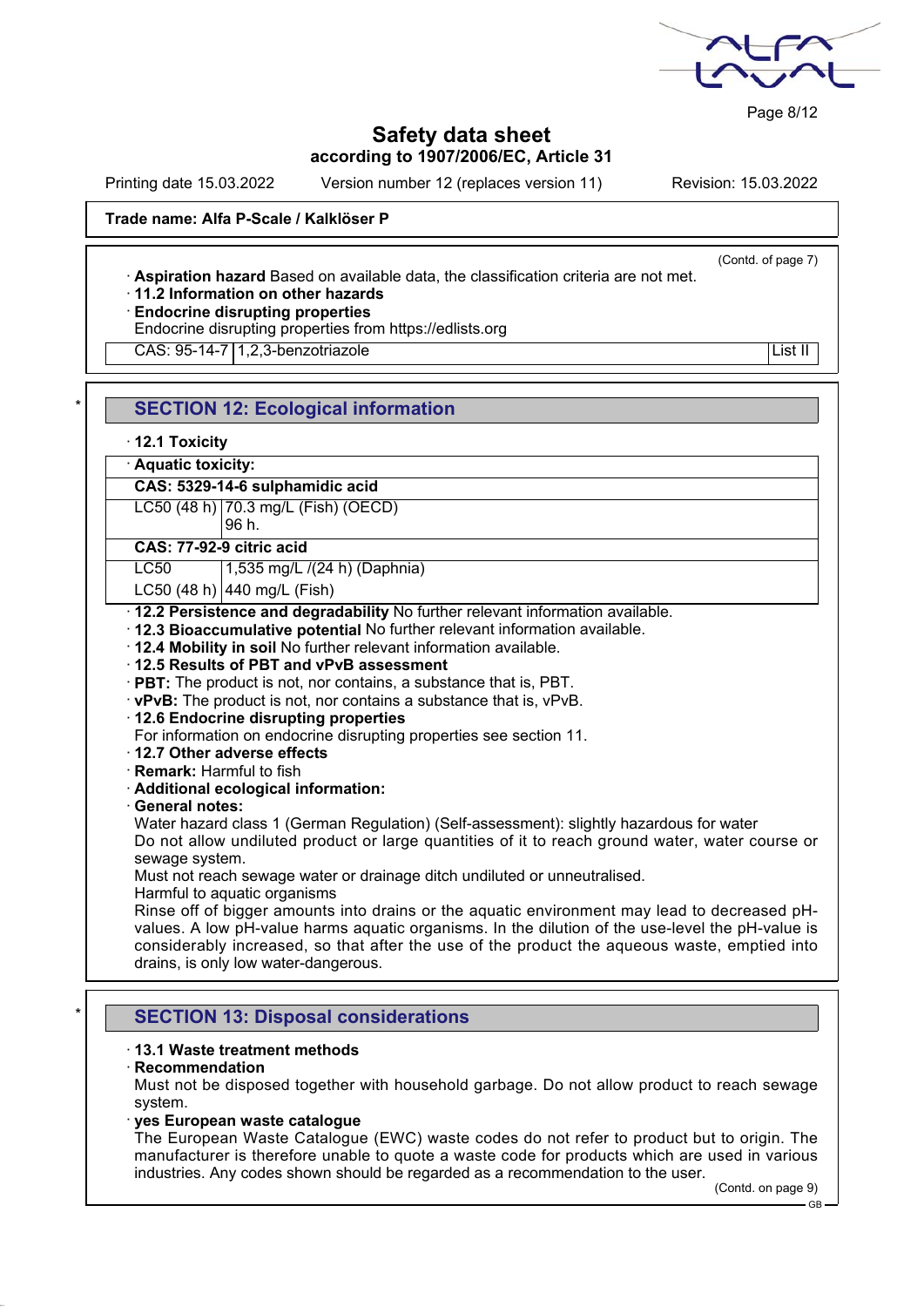**Trade name: Alfa P-Scale / Kalklöser P**

(Contd. of page 7)

· **Aspiration hazard** Based on available data, the classification criteria are not met.
· **11.2 Information on other hazards**
· **Endocrine disrupting properties**
Endocrine disrupting properties from https://edlists.org

| CAS: 95-14-7 | 1,2,3-benzotriazole | List II |
|---|---|---|

## SECTION 12: Ecological information

· **12.1 Toxicity**

| · **Aquatic toxicity:** | |
|---|---|
| **CAS: 5329-14-6 sulphamidic acid** | |
| LC50 (48 h) | 70.3 mg/L (Fish) (OECD) 96 h. |
| **CAS: 77-92-9 citric acid** | |
| LC50 | 1,535 mg/L /(24 h) (Daphnia) |
| LC50 (48 h) | 440 mg/L (Fish) |

· **12.2 Persistence and degradability** No further relevant information available.
· **12.3 Bioaccumulative potential** No further relevant information available.
· **12.4 Mobility in soil** No further relevant information available.
· **12.5 Results of PBT and vPvB assessment**
· **PBT:** The product is not, nor contains, a substance that is, PBT.
· **vPvB:** The product is not, nor contains a substance that is, vPvB.
· **12.6 Endocrine disrupting properties**
For information on endocrine disrupting properties see section 11.
· **12.7 Other adverse effects**
· **Remark:** Harmful to fish
· **Additional ecological information:**
· **General notes:**
Water hazard class 1 (German Regulation) (Self-assessment): slightly hazardous for water
Do not allow undiluted product or large quantities of it to reach ground water, water course or sewage system.
Must not reach sewage water or drainage ditch undiluted or unneutralised.
Harmful to aquatic organisms
Rinse off of bigger amounts into drains or the aquatic environment may lead to decreased pH-values. A low pH-value harms aquatic organisms. In the dilution of the use-level the pH-value is considerably increased, so that after the use of the product the aqueous waste, emptied into drains, is only low water-dangerous.

## SECTION 13: Disposal considerations

· **13.1 Waste treatment methods**
· **Recommendation**
Must not be disposed together with household garbage. Do not allow product to reach sewage system.
· **yes European waste catalogue**
The European Waste Catalogue (EWC) waste codes do not refer to product but to origin. The manufacturer is therefore unable to quote a waste code for products which are used in various industries. Any codes shown should be regarded as a recommendation to the user.

(Contd. on page 9)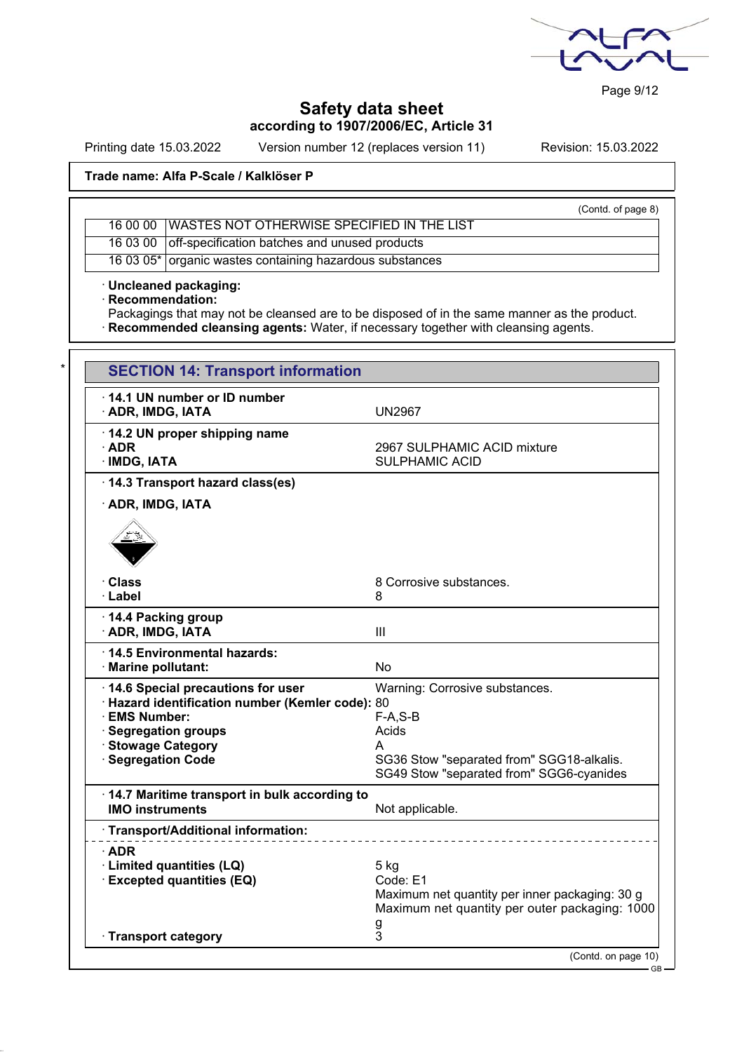Trade name: Alfa P-Scale / Kalklöser P

(Contd. of page 8)

| | |
|---|---|
| 16 00 00 | WASTES NOT OTHERWISE SPECIFIED IN THE LIST |
| 16 03 00 | off-specification batches and unused products |
| 16 03 05* | organic wastes containing hazardous substances |

· **Uncleaned packaging:**
· **Recommendation:**
Packagings that may not be cleansed are to be disposed of in the same manner as the product.
· **Recommended cleansing agents:** Water, if necessary together with cleansing agents.

*

## SECTION 14: Transport information

· **14.1 UN number or ID number**
· **ADR, IMDG, IATA** — UN2967

· **14.2 UN proper shipping name**
· **ADR** — 2967 SULPHAMIC ACID mixture
· **IMDG, IATA** — SULPHAMIC ACID

· **14.3 Transport hazard class(es)**

· **ADR, IMDG, IATA**

· **Class** — 8 Corrosive substances.
· **Label** — 8

· **14.4 Packing group**
· **ADR, IMDG, IATA** — III

· **14.5 Environmental hazards:**
· **Marine pollutant:** — No

· **14.6 Special precautions for user** — Warning: Corrosive substances.
· **Hazard identification number (Kemler code):** 80
· **EMS Number:** — F-A,S-B
· **Segregation groups** — Acids
· **Stowage Category** — A
· **Segregation Code** — SG36 Stow "separated from" SGG18-alkalis. SG49 Stow "separated from" SGG6-cyanides

· **14.7 Maritime transport in bulk according to IMO instruments** — Not applicable.

· **Transport/Additional information:**

· **ADR**
· **Limited quantities (LQ)** — 5 kg
· **Excepted quantities (EQ)** — Code: E1
Maximum net quantity per inner packaging: 30 g
Maximum net quantity per outer packaging: 1000 g
· **Transport category** — 3

(Contd. on page 10)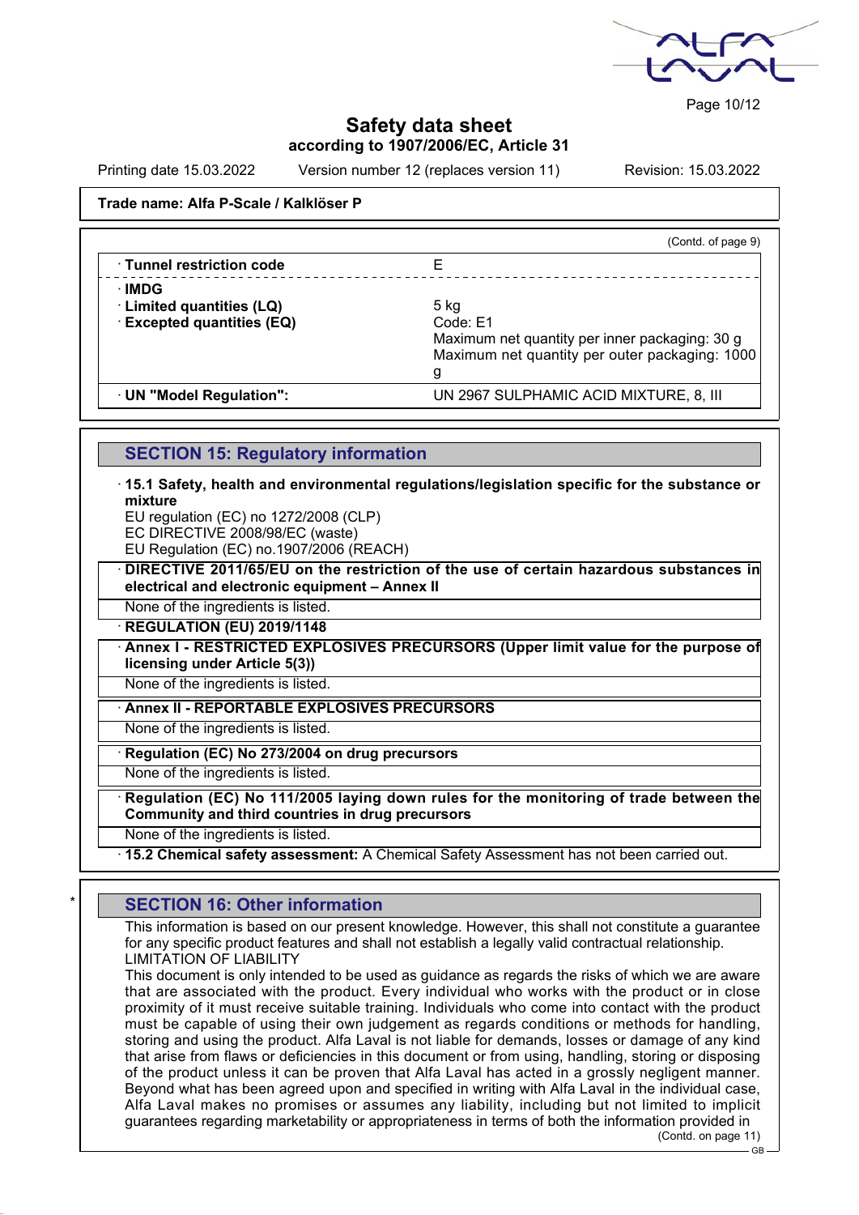# Safety data sheet
**according to 1907/2006/EC, Article 31**

Printing date 15.03.2022 Version number 12 (replaces version 11) Revision: 15.03.2022

**Trade name: Alfa P-Scale / Kalklöser P**

(Contd. of page 9)

| | |
|---|---|
| · **Tunnel restriction code** | E |
| · **IMDG** | |
| · **Limited quantities (LQ)** | 5 kg |
| · **Excepted quantities (EQ)** | Code: E1<br>Maximum net quantity per inner packaging: 30 g<br>Maximum net quantity per outer packaging: 1000 g |
| · **UN "Model Regulation":** | UN 2967 SULPHAMIC ACID MIXTURE, 8, III |

## SECTION 15: Regulatory information

· **15.1 Safety, health and environmental regulations/legislation specific for the substance or mixture**
EU regulation (EC) no 1272/2008 (CLP)
EC DIRECTIVE 2008/98/EC (waste)
EU Regulation (EC) no.1907/2006 (REACH)

· **DIRECTIVE 2011/65/EU on the restriction of the use of certain hazardous substances in electrical and electronic equipment – Annex II**
None of the ingredients is listed.

· **REGULATION (EU) 2019/1148**

· **Annex I - RESTRICTED EXPLOSIVES PRECURSORS (Upper limit value for the purpose of licensing under Article 5(3))**
None of the ingredients is listed.

· **Annex II - REPORTABLE EXPLOSIVES PRECURSORS**
None of the ingredients is listed.

· **Regulation (EC) No 273/2004 on drug precursors**
None of the ingredients is listed.

· **Regulation (EC) No 111/2005 laying down rules for the monitoring of trade between the Community and third countries in drug precursors**
None of the ingredients is listed.

· **15.2 Chemical safety assessment:** A Chemical Safety Assessment has not been carried out.

## * SECTION 16: Other information

This information is based on our present knowledge. However, this shall not constitute a guarantee for any specific product features and shall not establish a legally valid contractual relationship.
LIMITATION OF LIABILITY
This document is only intended to be used as guidance as regards the risks of which we are aware that are associated with the product. Every individual who works with the product or in close proximity of it must receive suitable training. Individuals who come into contact with the product must be capable of using their own judgement as regards conditions or methods for handling, storing and using the product. Alfa Laval is not liable for demands, losses or damage of any kind that arise from flaws or deficiencies in this document or from using, handling, storing or disposing of the product unless it can be proven that Alfa Laval has acted in a grossly negligent manner. Beyond what has been agreed upon and specified in writing with Alfa Laval in the individual case, Alfa Laval makes no promises or assumes any liability, including but not limited to implicit guarantees regarding marketability or appropriateness in terms of both the information provided in

(Contd. on page 11)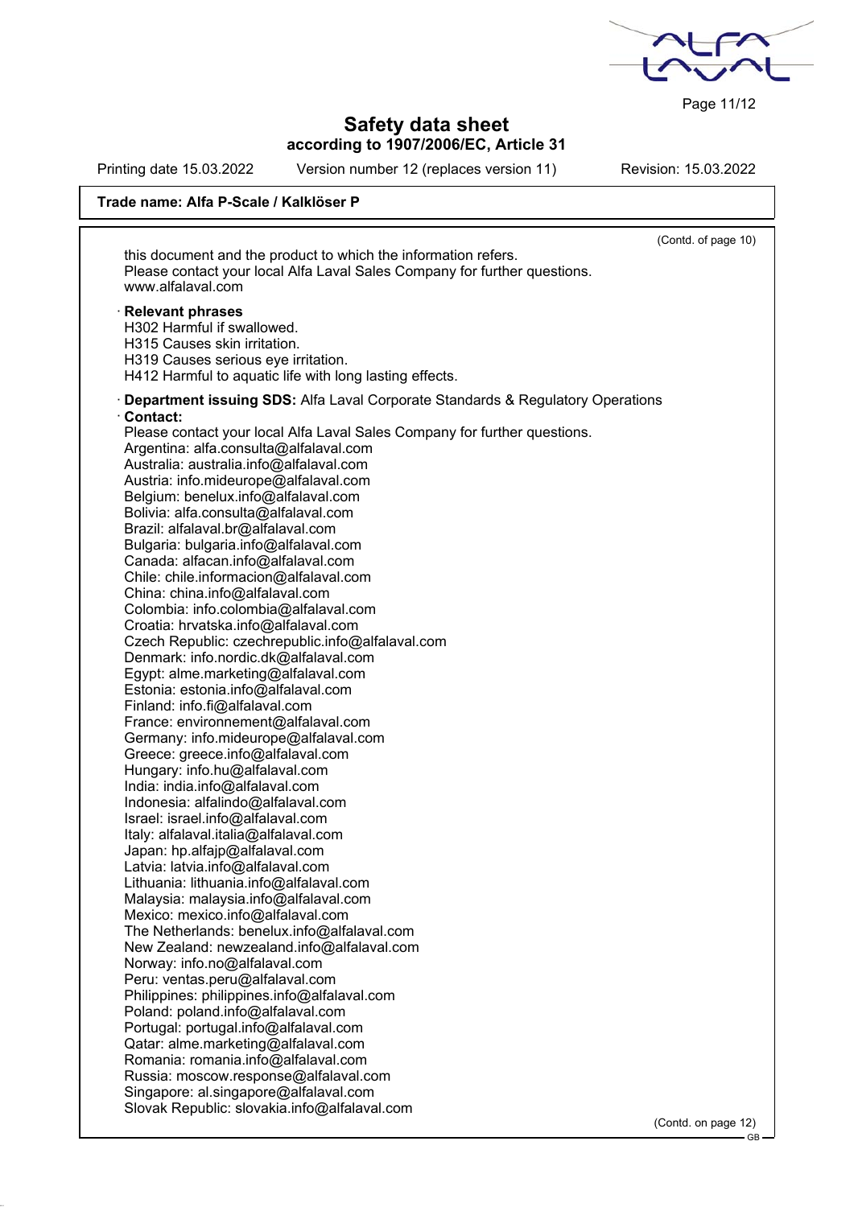(Contd. of page 10)

this document and the product to which the information refers.
Please contact your local Alfa Laval Sales Company for further questions.
www.alfalaval.com

· **Relevant phrases**
H302 Harmful if swallowed.
H315 Causes skin irritation.
H319 Causes serious eye irritation.
H412 Harmful to aquatic life with long lasting effects.

· **Department issuing SDS:** Alfa Laval Corporate Standards & Regulatory Operations
· **Contact:**
Please contact your local Alfa Laval Sales Company for further questions.
Argentina: alfa.consulta@alfalaval.com
Australia: australia.info@alfalaval.com
Austria: info.mideurope@alfalaval.com
Belgium: benelux.info@alfalaval.com
Bolivia: alfa.consulta@alfalaval.com
Brazil: alfalaval.br@alfalaval.com
Bulgaria: bulgaria.info@alfalaval.com
Canada: alfacan.info@alfalaval.com
Chile: chile.informacion@alfalaval.com
China: china.info@alfalaval.com
Colombia: info.colombia@alfalaval.com
Croatia: hrvatska.info@alfalaval.com
Czech Republic: czechrepublic.info@alfalaval.com
Denmark: info.nordic.dk@alfalaval.com
Egypt: alme.marketing@alfalaval.com
Estonia: estonia.info@alfalaval.com
Finland: info.fi@alfalaval.com
France: environnement@alfalaval.com
Germany: info.mideurope@alfalaval.com
Greece: greece.info@alfalaval.com
Hungary: info.hu@alfalaval.com
India: india.info@alfalaval.com
Indonesia: alfalindo@alfalaval.com
Israel: israel.info@alfalaval.com
Italy: alfalaval.italia@alfalaval.com
Japan: hp.alfajp@alfalaval.com
Latvia: latvia.info@alfalaval.com
Lithuania: lithuania.info@alfalaval.com
Malaysia: malaysia.info@alfalaval.com
Mexico: mexico.info@alfalaval.com
The Netherlands: benelux.info@alfalaval.com
New Zealand: newzealand.info@alfalaval.com
Norway: info.no@alfalaval.com
Peru: ventas.peru@alfalaval.com
Philippines: philippines.info@alfalaval.com
Poland: poland.info@alfalaval.com
Portugal: portugal.info@alfalaval.com
Qatar: alme.marketing@alfalaval.com
Romania: romania.info@alfalaval.com
Russia: moscow.response@alfalaval.com
Singapore: al.singapore@alfalaval.com
Slovak Republic: slovakia.info@alfalaval.com

(Contd. on page 12)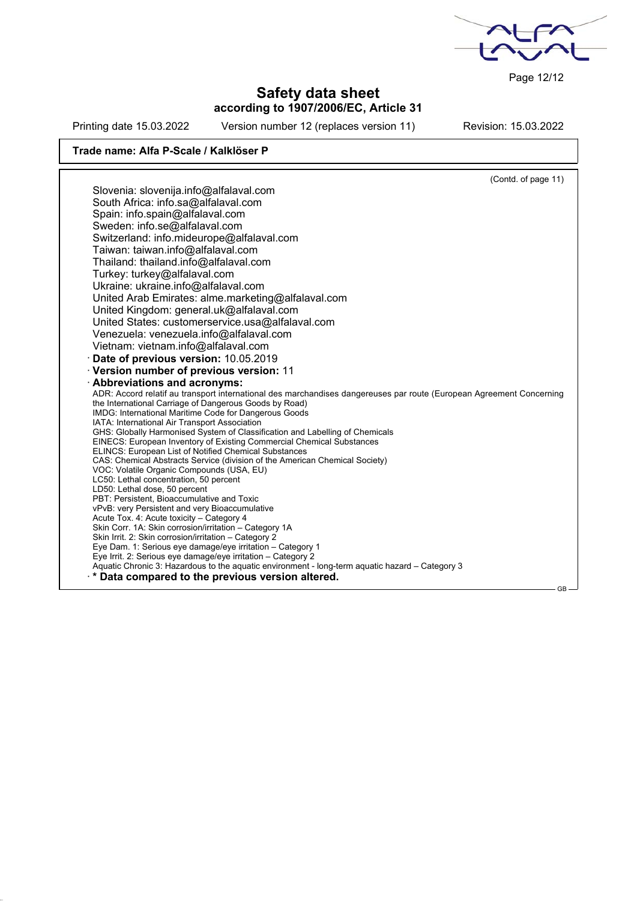Slovenia: slovenija.info@alfalaval.com
South Africa: info.sa@alfalaval.com
Spain: info.spain@alfalaval.com
Sweden: info.se@alfalaval.com
Switzerland: info.mideurope@alfalaval.com
Taiwan: taiwan.info@alfalaval.com
Thailand: thailand.info@alfalaval.com
Turkey: turkey@alfalaval.com
Ukraine: ukraine.info@alfalaval.com
United Arab Emirates: alme.marketing@alfalaval.com
United Kingdom: general.uk@alfalaval.com
United States: customerservice.usa@alfalaval.com
Venezuela: venezuela.info@alfalaval.com
Vietnam: vietnam.info@alfalaval.com

· **Date of previous version:** 10.05.2019
· **Version number of previous version:** 11
· **Abbreviations and acronyms:**

ADR: Accord relatif au transport international des marchandises dangereuses par route (European Agreement Concerning the International Carriage of Dangerous Goods by Road)
IMDG: International Maritime Code for Dangerous Goods
IATA: International Air Transport Association
GHS: Globally Harmonised System of Classification and Labelling of Chemicals
EINECS: European Inventory of Existing Commercial Chemical Substances
ELINCS: European List of Notified Chemical Substances
CAS: Chemical Abstracts Service (division of the American Chemical Society)
VOC: Volatile Organic Compounds (USA, EU)
LC50: Lethal concentration, 50 percent
LD50: Lethal dose, 50 percent
PBT: Persistent, Bioaccumulative and Toxic
vPvB: very Persistent and very Bioaccumulative
Acute Tox. 4: Acute toxicity – Category 4
Skin Corr. 1A: Skin corrosion/irritation – Category 1A
Skin Irrit. 2: Skin corrosion/irritation – Category 2
Eye Dam. 1: Serious eye damage/eye irritation – Category 1
Eye Irrit. 2: Serious eye damage/eye irritation – Category 2
Aquatic Chronic 3: Hazardous to the aquatic environment - long-term aquatic hazard – Category 3

· **\* Data compared to the previous version altered.**